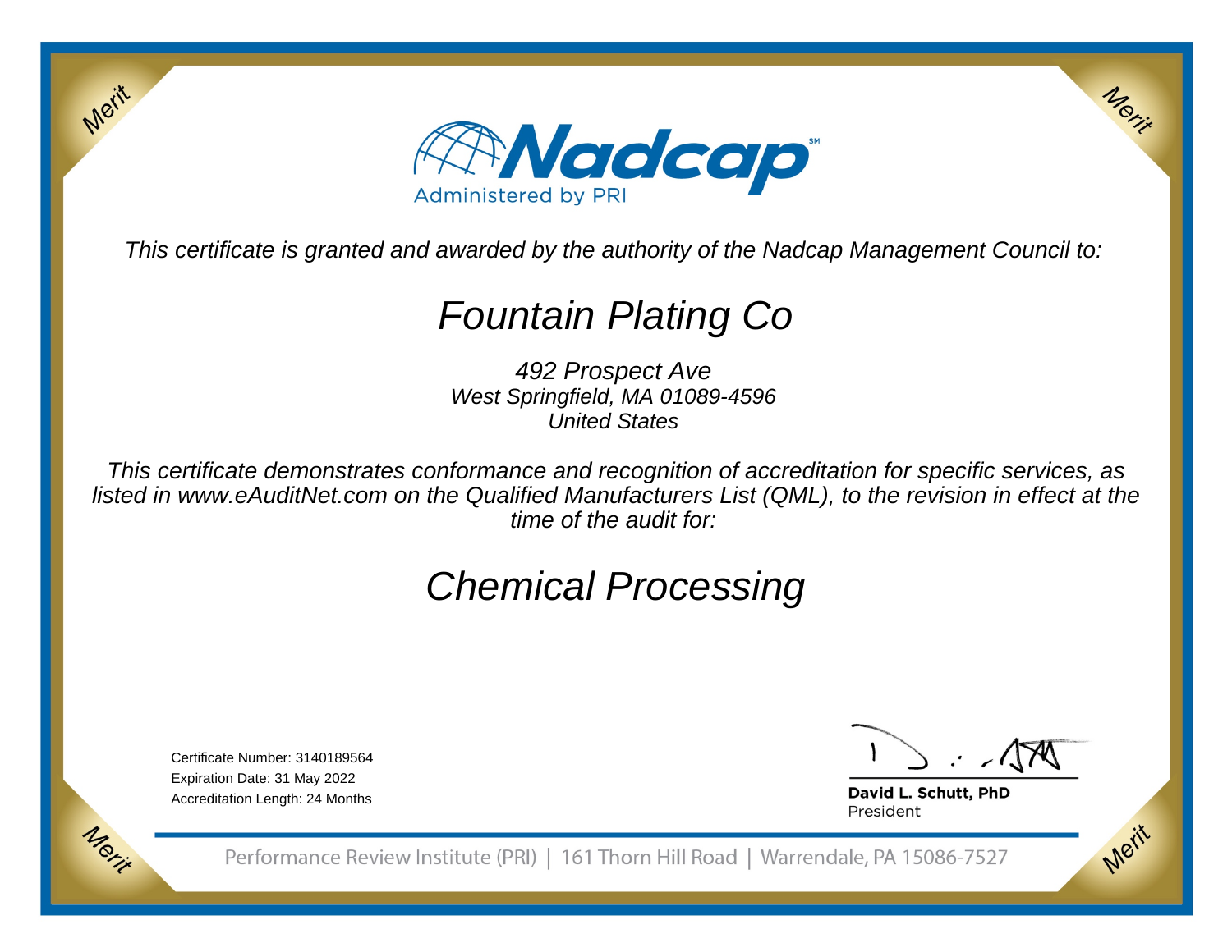# Nadcap

Administered by PRI

*This certificate is granted and awarded by the authority of the Nadcap Management Council to:*

# *Fountain Plating Co*

*492 Prospect Ave*
*West Springfield, MA 01089-4596*
*United States*

*This certificate demonstrates conformance and recognition of accreditation for specific services, as listed in www.eAuditNet.com on the Qualified Manufacturers List (QML), to the revision in effect at the time of the audit for:*

# *Chemical Processing*

Certificate Number: 3140189564
Expiration Date: 31 May 2022
Accreditation Length: 24 Months

**David L. Schutt, PhD**
President

Performance Review Institute (PRI) | 161 Thorn Hill Road | Warrendale, PA 15086-7527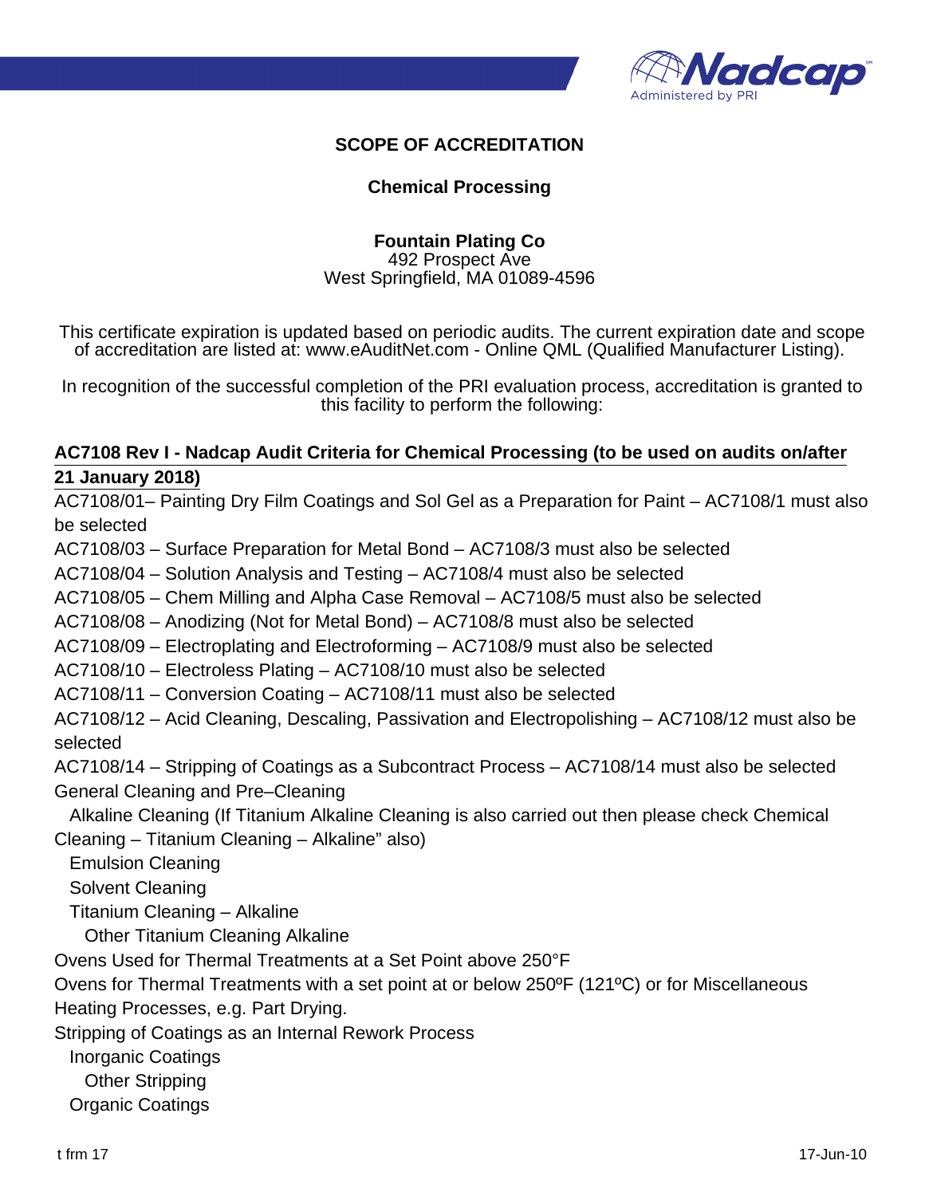# SCOPE OF ACCREDITATION

## Chemical Processing

**Fountain Plating Co**
492 Prospect Ave
West Springfield, MA 01089-4596

This certificate expiration is updated based on periodic audits. The current expiration date and scope of accreditation are listed at: www.eAuditNet.com - Online QML (Qualified Manufacturer Listing).

In recognition of the successful completion of the PRI evaluation process, accreditation is granted to this facility to perform the following:

**AC7108 Rev I - Nadcap Audit Criteria for Chemical Processing (to be used on audits on/after 21 January 2018)**

AC7108/01– Painting Dry Film Coatings and Sol Gel as a Preparation for Paint – AC7108/1 must also be selected
AC7108/03 – Surface Preparation for Metal Bond – AC7108/3 must also be selected
AC7108/04 – Solution Analysis and Testing – AC7108/4 must also be selected
AC7108/05 – Chem Milling and Alpha Case Removal – AC7108/5 must also be selected
AC7108/08 – Anodizing (Not for Metal Bond) – AC7108/8 must also be selected
AC7108/09 – Electroplating and Electroforming – AC7108/9 must also be selected
AC7108/10 – Electroless Plating – AC7108/10 must also be selected
AC7108/11 – Conversion Coating – AC7108/11 must also be selected
AC7108/12 – Acid Cleaning, Descaling, Passivation and Electropolishing – AC7108/12 must also be selected
AC7108/14 – Stripping of Coatings as a Subcontract Process – AC7108/14 must also be selected
General Cleaning and Pre–Cleaning
- Alkaline Cleaning (If Titanium Alkaline Cleaning is also carried out then please check Chemical Cleaning – Titanium Cleaning – Alkaline" also)
- Emulsion Cleaning
- Solvent Cleaning
- Titanium Cleaning – Alkaline
  - Other Titanium Cleaning Alkaline

Ovens Used for Thermal Treatments at a Set Point above 250°F
Ovens for Thermal Treatments with a set point at or below 250ºF (121ºC) or for Miscellaneous Heating Processes, e.g. Part Drying.
Stripping of Coatings as an Internal Rework Process
- Inorganic Coatings
  - Other Stripping
- Organic Coatings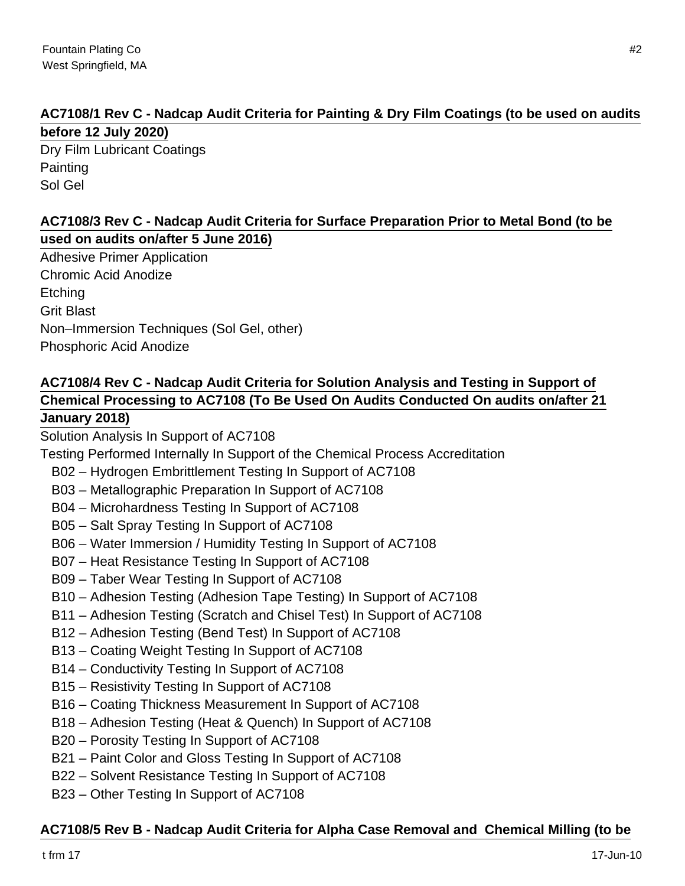**AC7108/1 Rev C - Nadcap Audit Criteria for Painting & Dry Film Coatings (to be used on audits before 12 July 2020)**

Dry Film Lubricant Coatings
Painting
Sol Gel

**AC7108/3 Rev C - Nadcap Audit Criteria for Surface Preparation Prior to Metal Bond (to be used on audits on/after 5 June 2016)**

Adhesive Primer Application
Chromic Acid Anodize
Etching
Grit Blast
Non–Immersion Techniques (Sol Gel, other)
Phosphoric Acid Anodize

**AC7108/4 Rev C - Nadcap Audit Criteria for Solution Analysis and Testing in Support of Chemical Processing to AC7108 (To Be Used On Audits Conducted On audits on/after 21 January 2018)**

Solution Analysis In Support of AC7108
Testing Performed Internally In Support of the Chemical Process Accreditation

- B02 – Hydrogen Embrittlement Testing In Support of AC7108
- B03 – Metallographic Preparation In Support of AC7108
- B04 – Microhardness Testing In Support of AC7108
- B05 – Salt Spray Testing In Support of AC7108
- B06 – Water Immersion / Humidity Testing In Support of AC7108
- B07 – Heat Resistance Testing In Support of AC7108
- B09 – Taber Wear Testing In Support of AC7108
- B10 – Adhesion Testing (Adhesion Tape Testing) In Support of AC7108
- B11 – Adhesion Testing (Scratch and Chisel Test) In Support of AC7108
- B12 – Adhesion Testing (Bend Test) In Support of AC7108
- B13 – Coating Weight Testing In Support of AC7108
- B14 – Conductivity Testing In Support of AC7108
- B15 – Resistivity Testing In Support of AC7108
- B16 – Coating Thickness Measurement In Support of AC7108
- B18 – Adhesion Testing (Heat & Quench) In Support of AC7108
- B20 – Porosity Testing In Support of AC7108
- B21 – Paint Color and Gloss Testing In Support of AC7108
- B22 – Solvent Resistance Testing In Support of AC7108
- B23 – Other Testing In Support of AC7108

**AC7108/5 Rev B - Nadcap Audit Criteria for Alpha Case Removal and Chemical Milling (to be**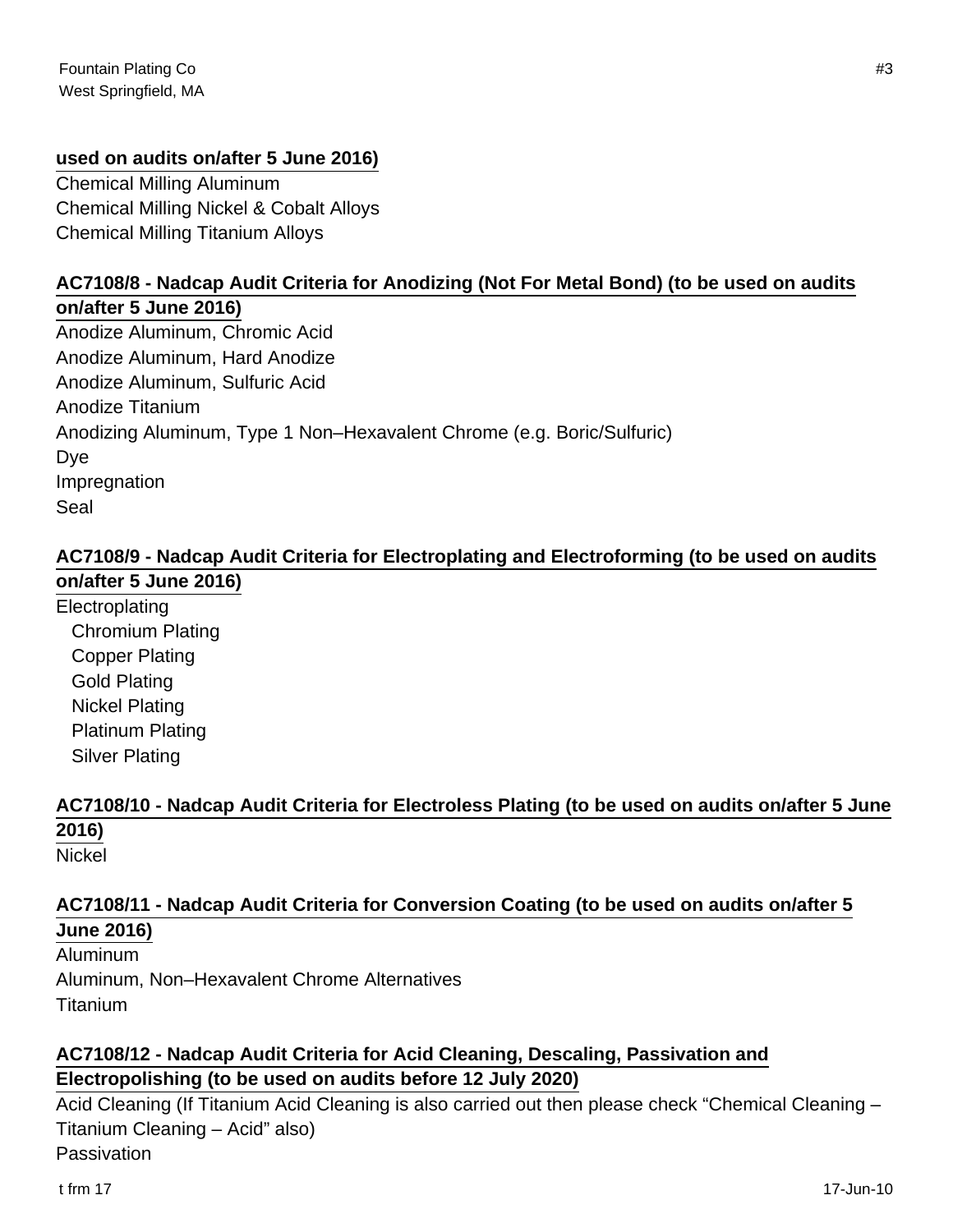**used on audits on/after 5 June 2016)**

Chemical Milling Aluminum
Chemical Milling Nickel & Cobalt Alloys
Chemical Milling Titanium Alloys

**AC7108/8 - Nadcap Audit Criteria for Anodizing (Not For Metal Bond) (to be used on audits on/after 5 June 2016)**

Anodize Aluminum, Chromic Acid
Anodize Aluminum, Hard Anodize
Anodize Aluminum, Sulfuric Acid
Anodize Titanium
Anodizing Aluminum, Type 1 Non–Hexavalent Chrome (e.g. Boric/Sulfuric)
Dye
Impregnation
Seal

**AC7108/9 - Nadcap Audit Criteria for Electroplating and Electroforming (to be used on audits on/after 5 June 2016)**

Electroplating
- Chromium Plating
- Copper Plating
- Gold Plating
- Nickel Plating
- Platinum Plating
- Silver Plating

**AC7108/10 - Nadcap Audit Criteria for Electroless Plating (to be used on audits on/after 5 June 2016)**

Nickel

**AC7108/11 - Nadcap Audit Criteria for Conversion Coating (to be used on audits on/after 5 June 2016)**

Aluminum
Aluminum, Non–Hexavalent Chrome Alternatives
Titanium

**AC7108/12 - Nadcap Audit Criteria for Acid Cleaning, Descaling, Passivation and Electropolishing (to be used on audits before 12 July 2020)**

Acid Cleaning (If Titanium Acid Cleaning is also carried out then please check “Chemical Cleaning – Titanium Cleaning – Acid” also)
Passivation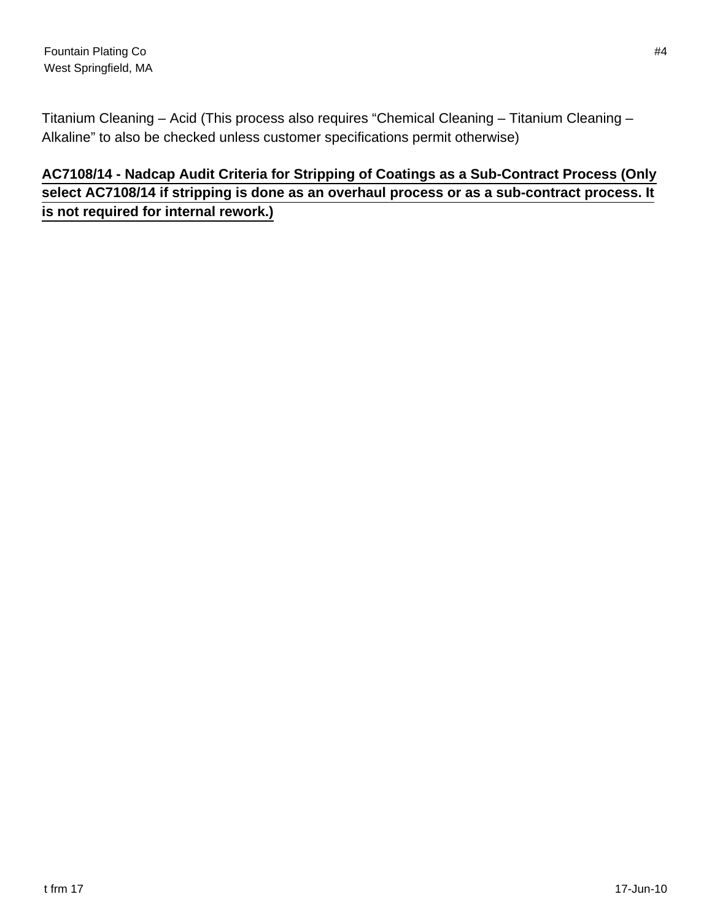Titanium Cleaning – Acid (This process also requires “Chemical Cleaning – Titanium Cleaning – Alkaline” to also be checked unless customer specifications permit otherwise)

**AC7108/14 - Nadcap Audit Criteria for Stripping of Coatings as a Sub-Contract Process (Only select AC7108/14 if stripping is done as an overhaul process or as a sub-contract process. It is not required for internal rework.)**